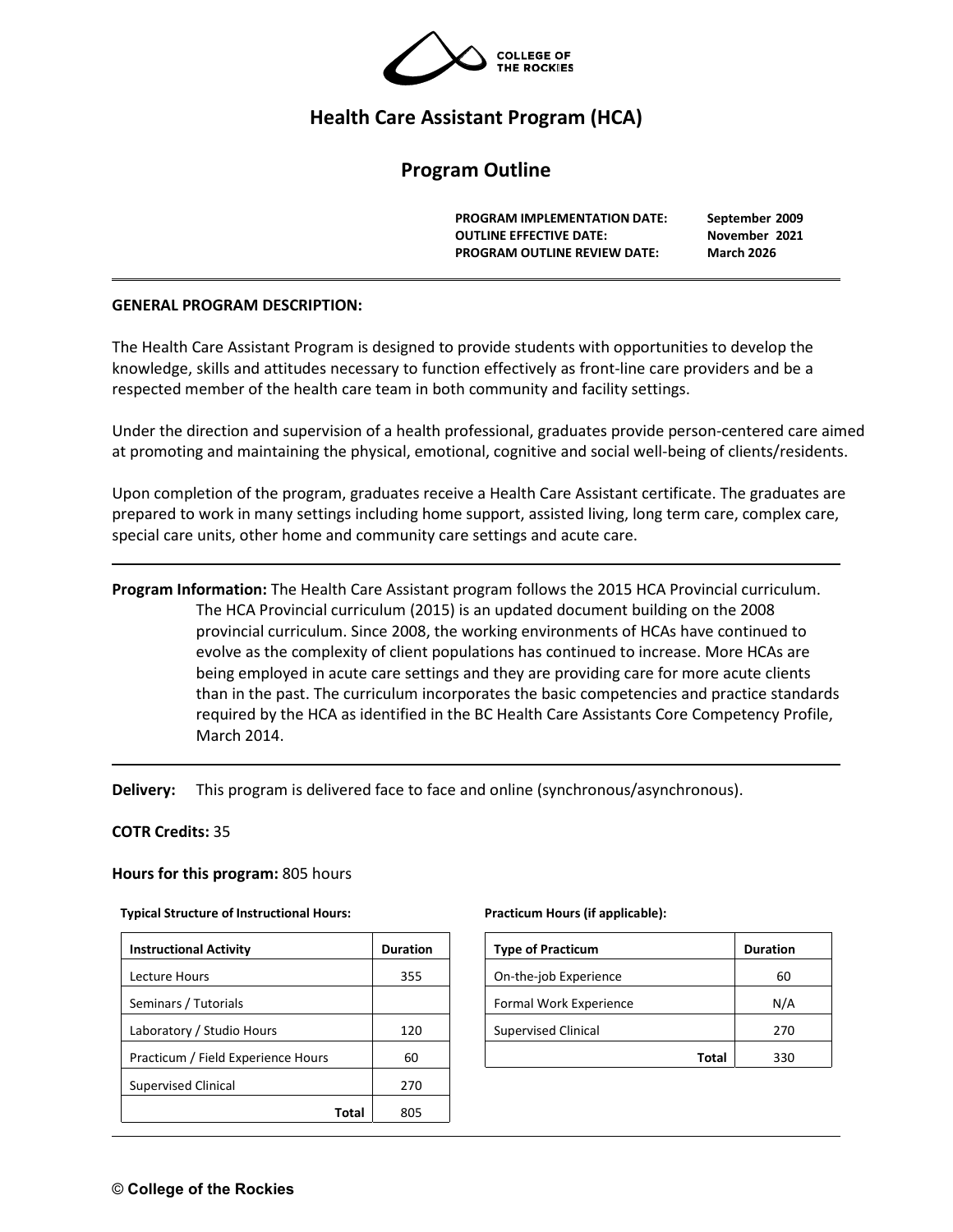COLLEGE OF THE ROCKIES

# Health Care Assistant Program (HCA)

## Program Outline

| | |
|---|---|
| **PROGRAM IMPLEMENTATION DATE:** | **September 2009** |
| **OUTLINE EFFECTIVE DATE:** | **November 2021** |
| **PROGRAM OUTLINE REVIEW DATE:** | **March 2026** |

### GENERAL PROGRAM DESCRIPTION:

The Health Care Assistant Program is designed to provide students with opportunities to develop the knowledge, skills and attitudes necessary to function effectively as front-line care providers and be a respected member of the health care team in both community and facility settings.

Under the direction and supervision of a health professional, graduates provide person-centered care aimed at promoting and maintaining the physical, emotional, cognitive and social well-being of clients/residents.

Upon completion of the program, graduates receive a Health Care Assistant certificate. The graduates are prepared to work in many settings including home support, assisted living, long term care, complex care, special care units, other home and community care settings and acute care.

---

**Program Information:** The Health Care Assistant program follows the 2015 HCA Provincial curriculum. The HCA Provincial curriculum (2015) is an updated document building on the 2008 provincial curriculum. Since 2008, the working environments of HCAs have continued to evolve as the complexity of client populations has continued to increase. More HCAs are being employed in acute care settings and they are providing care for more acute clients than in the past. The curriculum incorporates the basic competencies and practice standards required by the HCA as identified in the BC Health Care Assistants Core Competency Profile, March 2014.

---

**Delivery:** This program is delivered face to face and online (synchronous/asynchronous).

**COTR Credits:** 35

**Hours for this program:** 805 hours

**Typical Structure of Instructional Hours:**

| Instructional Activity | Duration |
|---|---|
| Lecture Hours | 355 |
| Seminars / Tutorials | |
| Laboratory / Studio Hours | 120 |
| Practicum / Field Experience Hours | 60 |
| Supervised Clinical | 270 |
| **Total** | 805 |

**Practicum Hours (if applicable):**

| Type of Practicum | Duration |
|---|---|
| On-the-job Experience | 60 |
| Formal Work Experience | N/A |
| Supervised Clinical | 270 |
| **Total** | 330 |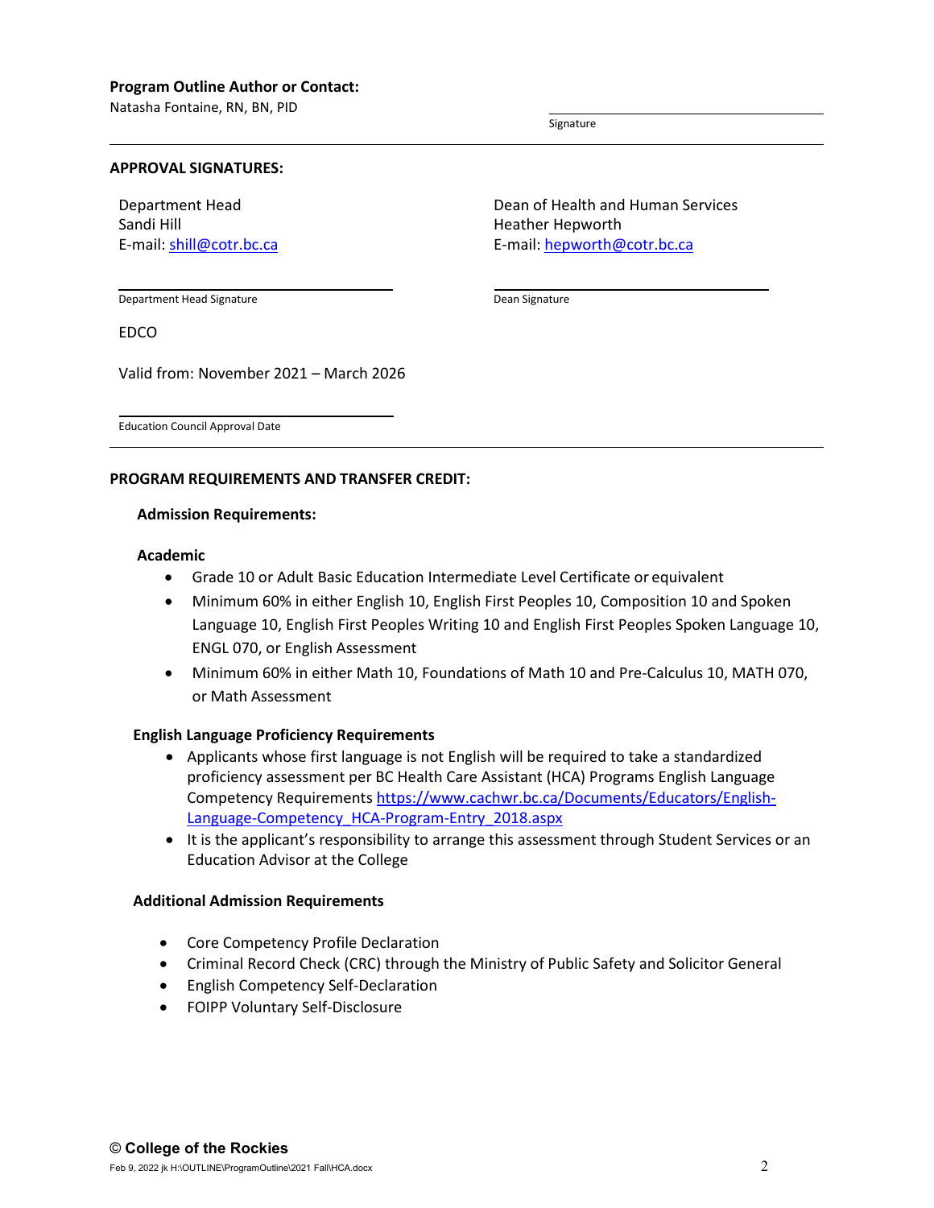**Program Outline Author or Contact:**
Natasha Fontaine, RN, BN, PID

Signature

---

**APPROVAL SIGNATURES:**

Department Head
Sandi Hill
E-mail: [shill@cotr.bc.ca](mailto:shill@cotr.bc.ca)

Department Head Signature

Dean of Health and Human Services
Heather Hepworth
E-mail: [hepworth@cotr.bc.ca](mailto:hepworth@cotr.bc.ca)

Dean Signature

EDCO

Valid from: November 2021 – March 2026

Education Council Approval Date

---

**PROGRAM REQUIREMENTS AND TRANSFER CREDIT:**

**Admission Requirements:**

**Academic**

- Grade 10 or Adult Basic Education Intermediate Level Certificate or equivalent
- Minimum 60% in either English 10, English First Peoples 10, Composition 10 and Spoken Language 10, English First Peoples Writing 10 and English First Peoples Spoken Language 10, ENGL 070, or English Assessment
- Minimum 60% in either Math 10, Foundations of Math 10 and Pre-Calculus 10, MATH 070, or Math Assessment

**English Language Proficiency Requirements**

- Applicants whose first language is not English will be required to take a standardized proficiency assessment per BC Health Care Assistant (HCA) Programs English Language Competency Requirements [https://www.cachwr.bc.ca/Documents/Educators/English-Language-Competency_HCA-Program-Entry_2018.aspx](https://www.cachwr.bc.ca/Documents/Educators/English-Language-Competency_HCA-Program-Entry_2018.aspx)
- It is the applicant's responsibility to arrange this assessment through Student Services or an Education Advisor at the College

**Additional Admission Requirements**

- Core Competency Profile Declaration
- Criminal Record Check (CRC) through the Ministry of Public Safety and Solicitor General
- English Competency Self-Declaration
- FOIPP Voluntary Self-Disclosure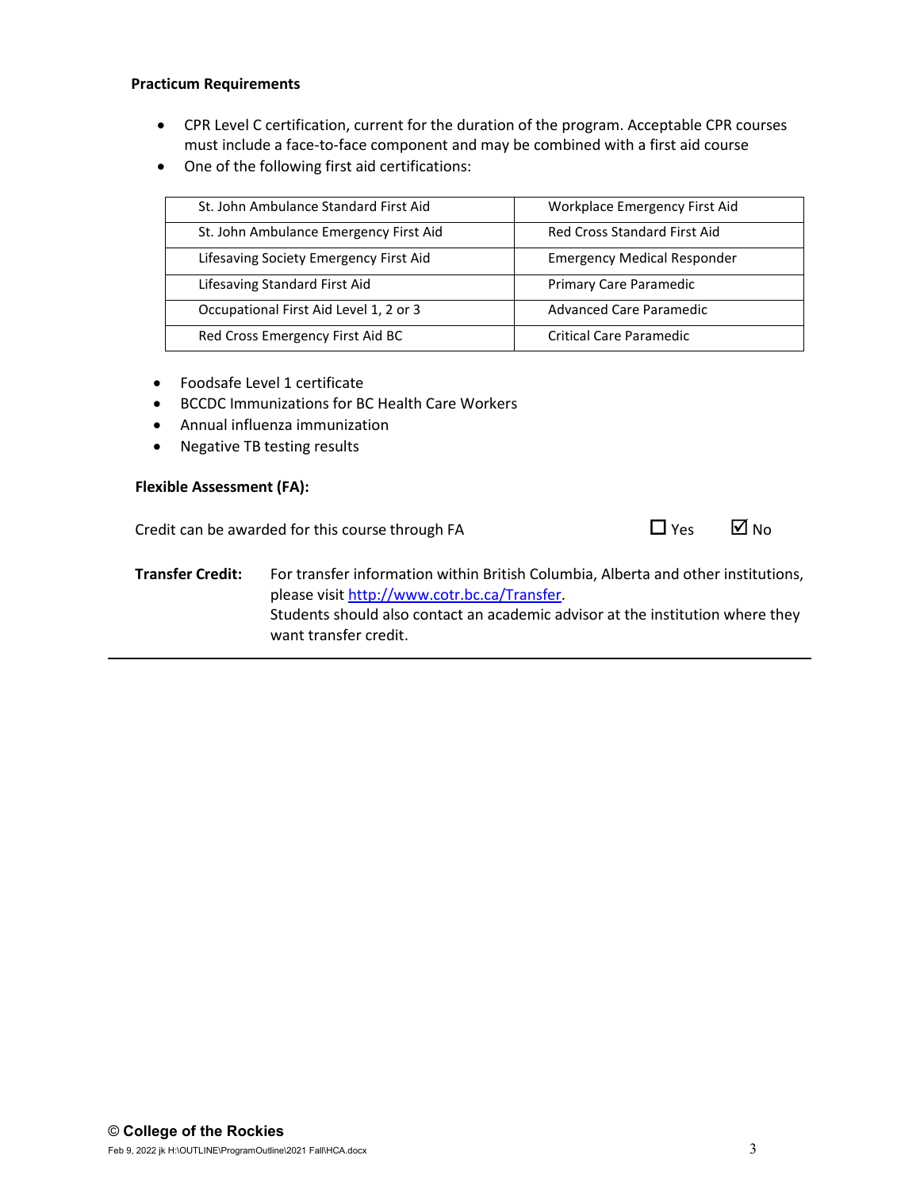**Practicum Requirements**

- CPR Level C certification, current for the duration of the program. Acceptable CPR courses must include a face-to-face component and may be combined with a first aid course
- One of the following first aid certifications:

| | |
|---|---|
| St. John Ambulance Standard First Aid | Workplace Emergency First Aid |
| St. John Ambulance Emergency First Aid | Red Cross Standard First Aid |
| Lifesaving Society Emergency First Aid | Emergency Medical Responder |
| Lifesaving Standard First Aid | Primary Care Paramedic |
| Occupational First Aid Level 1, 2 or 3 | Advanced Care Paramedic |
| Red Cross Emergency First Aid BC | Critical Care Paramedic |

- Foodsafe Level 1 certificate
- BCCDC Immunizations for BC Health Care Workers
- Annual influenza immunization
- Negative TB testing results

**Flexible Assessment (FA):**

Credit can be awarded for this course through FA ☐ Yes ☑ No

**Transfer Credit:** For transfer information within British Columbia, Alberta and other institutions, please visit [http://www.cotr.bc.ca/Transfer](http://www.cotr.bc.ca/Transfer).
Students should also contact an academic advisor at the institution where they want transfer credit.

© **College of the Rockies**
Feb 9, 2022 jk H:\OUTLINE\ProgramOutline\2021 Fall\HCA.docx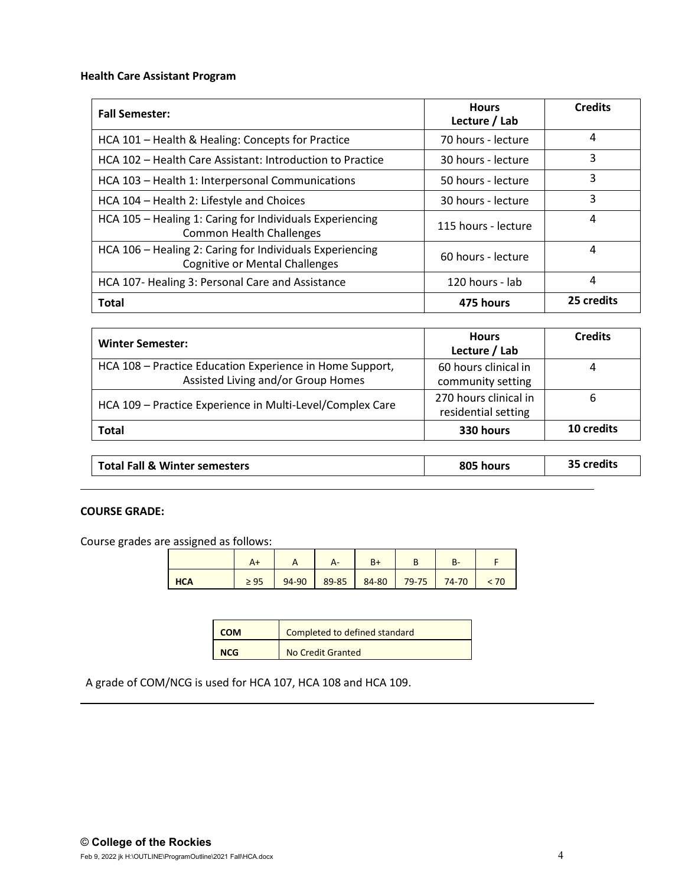**Health Care Assistant Program**

| **Fall Semester:** | **Hours Lecture / Lab** | **Credits** |
| --- | --- | --- |
| HCA 101 – Health & Healing: Concepts for Practice | 70 hours - lecture | 4 |
| HCA 102 – Health Care Assistant: Introduction to Practice | 30 hours - lecture | 3 |
| HCA 103 – Health 1: Interpersonal Communications | 50 hours - lecture | 3 |
| HCA 104 – Health 2: Lifestyle and Choices | 30 hours - lecture | 3 |
| HCA 105 – Healing 1: Caring for Individuals Experiencing Common Health Challenges | 115 hours - lecture | 4 |
| HCA 106 – Healing 2: Caring for Individuals Experiencing Cognitive or Mental Challenges | 60 hours - lecture | 4 |
| HCA 107- Healing 3: Personal Care and Assistance | 120 hours - lab | 4 |
| **Total** | **475 hours** | **25 credits** |

| **Winter Semester:** | **Hours Lecture / Lab** | **Credits** |
| --- | --- | --- |
| HCA 108 – Practice Education Experience in Home Support, Assisted Living and/or Group Homes | 60 hours clinical in community setting | 4 |
| HCA 109 – Practice Experience in Multi-Level/Complex Care | 270 hours clinical in residential setting | 6 |
| **Total** | **330 hours** | **10 credits** |

| **Total Fall & Winter semesters** | **805 hours** | **35 credits** |
| --- | --- | --- |

**COURSE GRADE:**

Course grades are assigned as follows:

| | A+ | A | A- | B+ | B | B- | F |
| --- | --- | --- | --- | --- | --- | --- | --- |
| **HCA** | ≥ 95 | 94-90 | 89-85 | 84-80 | 79-75 | 74-70 | < 70 |

| **COM** | Completed to defined standard |
| --- | --- |
| **NCG** | No Credit Granted |

A grade of COM/NCG is used for HCA 107, HCA 108 and HCA 109.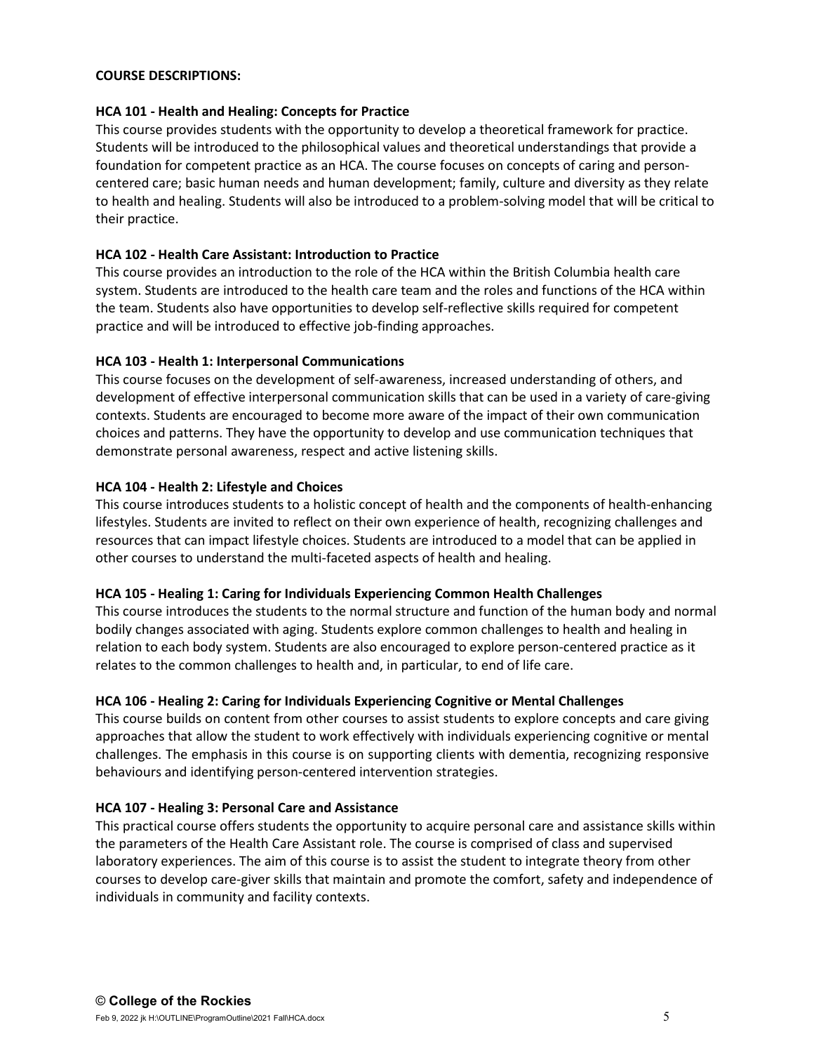**COURSE DESCRIPTIONS:**

**HCA 101 - Health and Healing: Concepts for Practice**

This course provides students with the opportunity to develop a theoretical framework for practice. Students will be introduced to the philosophical values and theoretical understandings that provide a foundation for competent practice as an HCA. The course focuses on concepts of caring and person-centered care; basic human needs and human development; family, culture and diversity as they relate to health and healing. Students will also be introduced to a problem-solving model that will be critical to their practice.

**HCA 102 - Health Care Assistant: Introduction to Practice**

This course provides an introduction to the role of the HCA within the British Columbia health care system. Students are introduced to the health care team and the roles and functions of the HCA within the team. Students also have opportunities to develop self-reflective skills required for competent practice and will be introduced to effective job-finding approaches.

**HCA 103 - Health 1: Interpersonal Communications**

This course focuses on the development of self-awareness, increased understanding of others, and development of effective interpersonal communication skills that can be used in a variety of care-giving contexts. Students are encouraged to become more aware of the impact of their own communication choices and patterns. They have the opportunity to develop and use communication techniques that demonstrate personal awareness, respect and active listening skills.

**HCA 104 - Health 2: Lifestyle and Choices**

This course introduces students to a holistic concept of health and the components of health-enhancing lifestyles. Students are invited to reflect on their own experience of health, recognizing challenges and resources that can impact lifestyle choices. Students are introduced to a model that can be applied in other courses to understand the multi-faceted aspects of health and healing.

**HCA 105 - Healing 1: Caring for Individuals Experiencing Common Health Challenges**

This course introduces the students to the normal structure and function of the human body and normal bodily changes associated with aging. Students explore common challenges to health and healing in relation to each body system. Students are also encouraged to explore person-centered practice as it relates to the common challenges to health and, in particular, to end of life care.

**HCA 106 - Healing 2: Caring for Individuals Experiencing Cognitive or Mental Challenges**

This course builds on content from other courses to assist students to explore concepts and care giving approaches that allow the student to work effectively with individuals experiencing cognitive or mental challenges. The emphasis in this course is on supporting clients with dementia, recognizing responsive behaviours and identifying person-centered intervention strategies.

**HCA 107 - Healing 3: Personal Care and Assistance**

This practical course offers students the opportunity to acquire personal care and assistance skills within the parameters of the Health Care Assistant role. The course is comprised of class and supervised laboratory experiences. The aim of this course is to assist the student to integrate theory from other courses to develop care-giver skills that maintain and promote the comfort, safety and independence of individuals in community and facility contexts.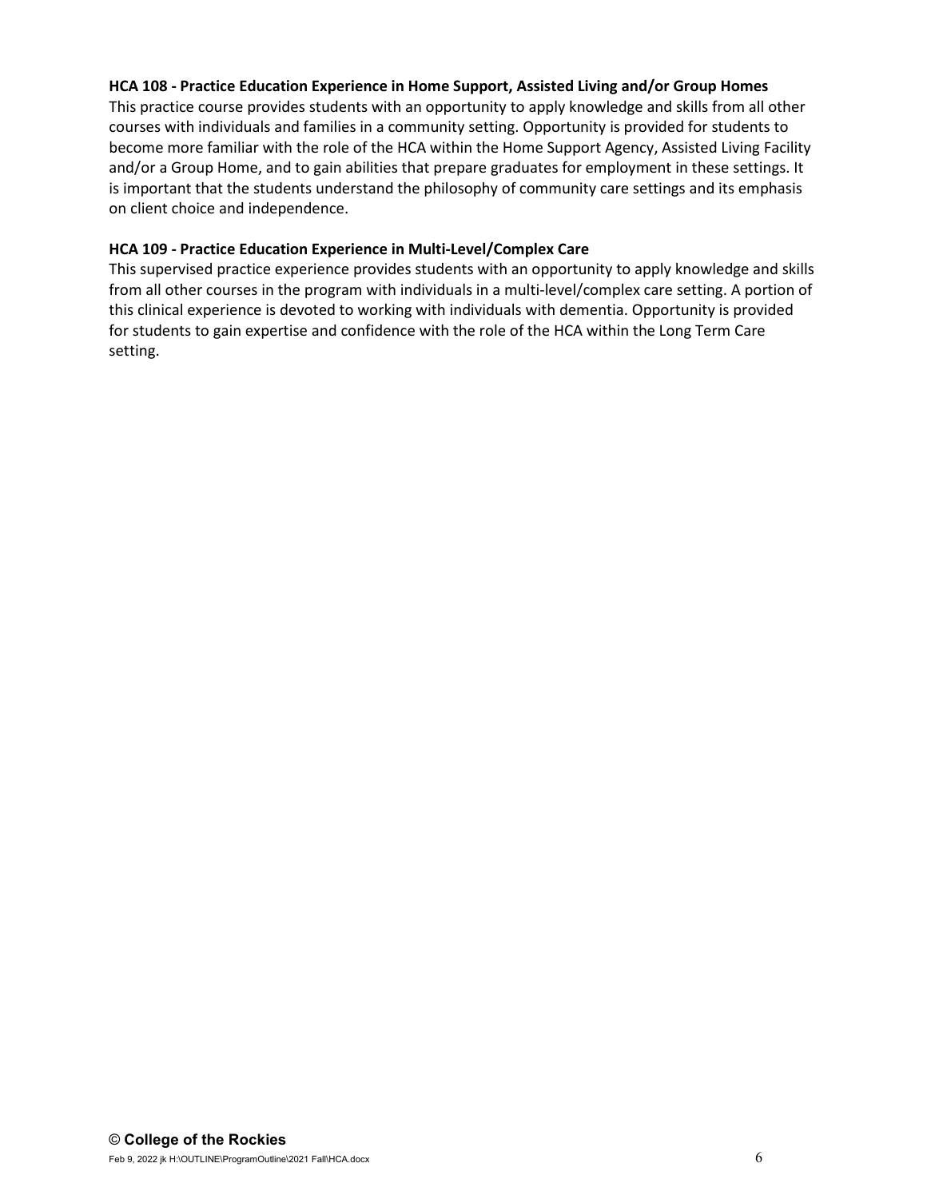**HCA 108 - Practice Education Experience in Home Support, Assisted Living and/or Group Homes**
This practice course provides students with an opportunity to apply knowledge and skills from all other courses with individuals and families in a community setting. Opportunity is provided for students to become more familiar with the role of the HCA within the Home Support Agency, Assisted Living Facility and/or a Group Home, and to gain abilities that prepare graduates for employment in these settings. It is important that the students understand the philosophy of community care settings and its emphasis on client choice and independence.

**HCA 109 - Practice Education Experience in Multi-Level/Complex Care**
This supervised practice experience provides students with an opportunity to apply knowledge and skills from all other courses in the program with individuals in a multi-level/complex care setting. A portion of this clinical experience is devoted to working with individuals with dementia. Opportunity is provided for students to gain expertise and confidence with the role of the HCA within the Long Term Care setting.